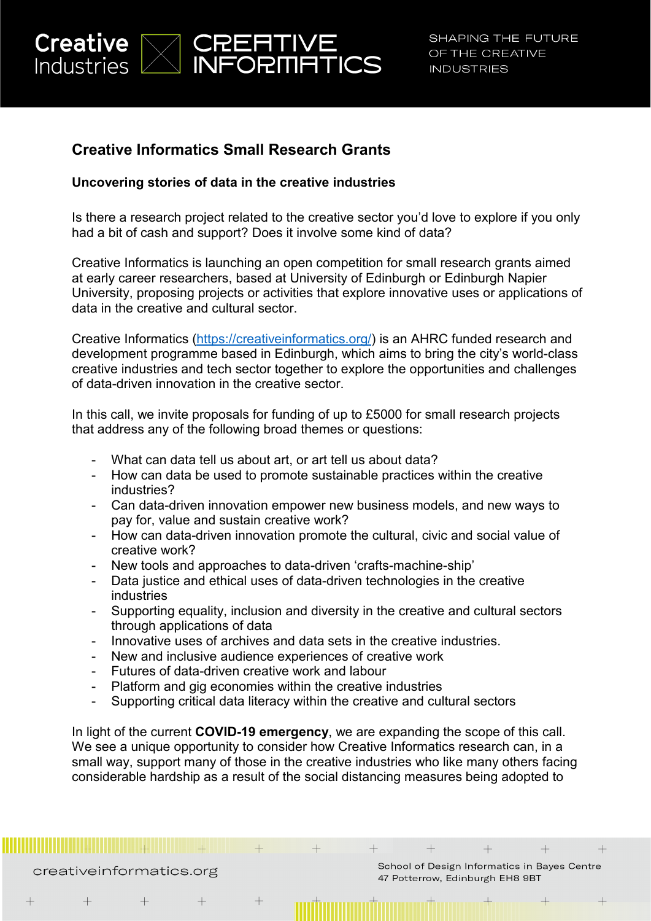## Creative Informatics Small Research Grants

**Uncovering stories of data in the creative industries**

Is there a research project related to the creative sector you'd love to explore if you only had a bit of cash and support? Does it involve some kind of data?

Creative Informatics is launching an open competition for small research grants aimed at early career researchers, based at University of Edinburgh or Edinburgh Napier University, proposing projects or activities that explore innovative uses or applications of data in the creative and cultural sector.

Creative Informatics (https://creativeinformatics.org/) is an AHRC funded research and development programme based in Edinburgh, which aims to bring the city's world-class creative industries and tech sector together to explore the opportunities and challenges of data-driven innovation in the creative sector.

In this call, we invite proposals for funding of up to £5000 for small research projects that address any of the following broad themes or questions:

- What can data tell us about art, or art tell us about data?
- How can data be used to promote sustainable practices within the creative industries?
- Can data-driven innovation empower new business models, and new ways to pay for, value and sustain creative work?
- How can data-driven innovation promote the cultural, civic and social value of creative work?
- New tools and approaches to data-driven 'crafts-machine-ship'
- Data justice and ethical uses of data-driven technologies in the creative industries
- Supporting equality, inclusion and diversity in the creative and cultural sectors through applications of data
- Innovative uses of archives and data sets in the creative industries.
- New and inclusive audience experiences of creative work
- Futures of data-driven creative work and labour
- Platform and gig economies within the creative industries
- Supporting critical data literacy within the creative and cultural sectors

In light of the current **COVID-19 emergency**, we are expanding the scope of this call. We see a unique opportunity to consider how Creative Informatics research can, in a small way, support many of those in the creative industries who like many others facing considerable hardship as a result of the social distancing measures being adopted to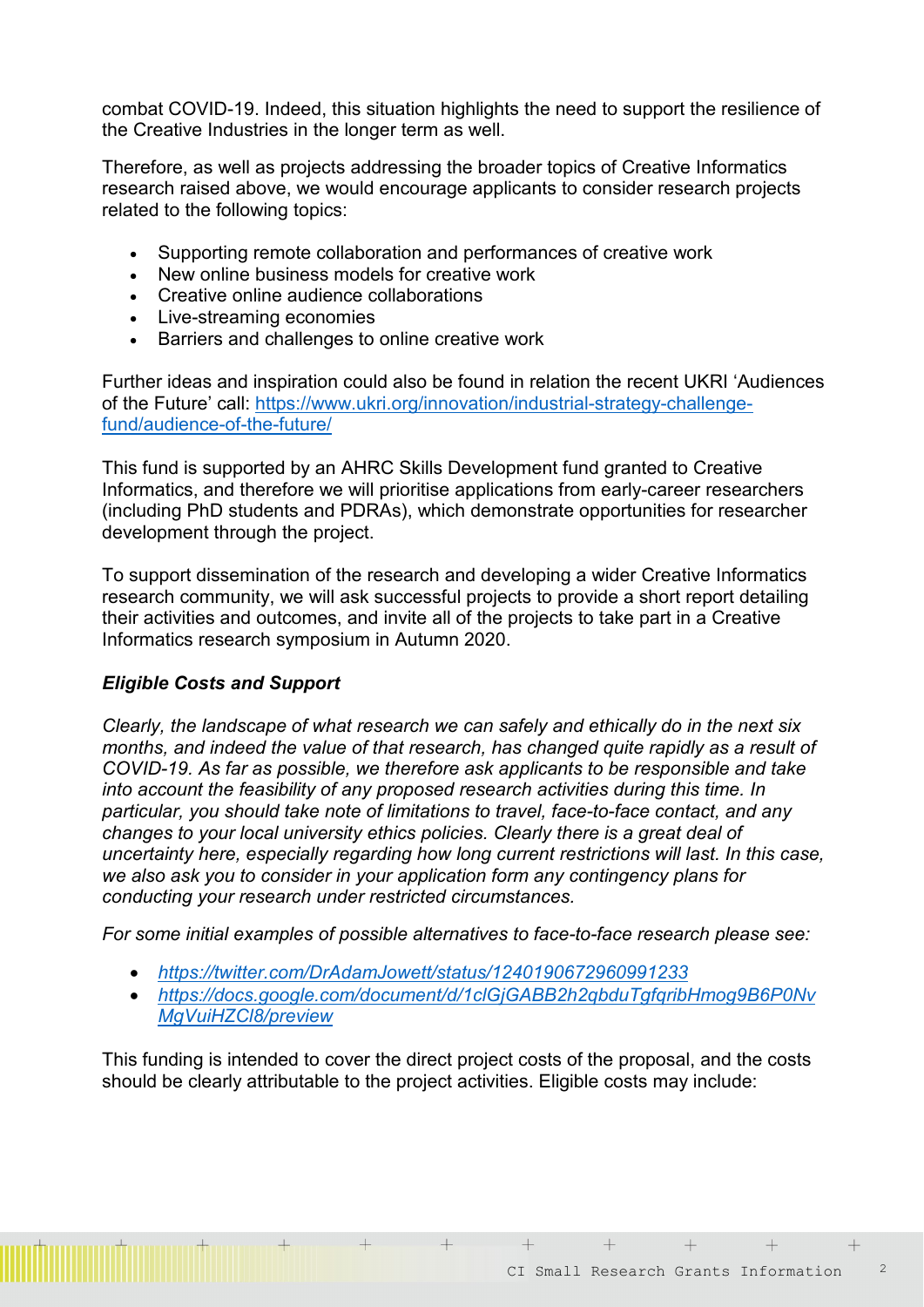combat COVID-19. Indeed, this situation highlights the need to support the resilience of the Creative Industries in the longer term as well.

Therefore, as well as projects addressing the broader topics of Creative Informatics research raised above, we would encourage applicants to consider research projects related to the following topics:

- Supporting remote collaboration and performances of creative work
- New online business models for creative work
- Creative online audience collaborations
- Live-streaming economies
- Barriers and challenges to online creative work

Further ideas and inspiration could also be found in relation the recent UKRI 'Audiences of the Future' call: [https://www.ukri.org/innovation/industrial-strategy-challenge-fund/audience-of-the-future/](https://www.ukri.org/innovation/industrial-strategy-challenge-fund/audience-of-the-future/)

This fund is supported by an AHRC Skills Development fund granted to Creative Informatics, and therefore we will prioritise applications from early-career researchers (including PhD students and PDRAs), which demonstrate opportunities for researcher development through the project.

To support dissemination of the research and developing a wider Creative Informatics research community, we will ask successful projects to provide a short report detailing their activities and outcomes, and invite all of the projects to take part in a Creative Informatics research symposium in Autumn 2020.

***Eligible Costs and Support***

*Clearly, the landscape of what research we can safely and ethically do in the next six months, and indeed the value of that research, has changed quite rapidly as a result of COVID-19. As far as possible, we therefore ask applicants to be responsible and take into account the feasibility of any proposed research activities during this time. In particular, you should take note of limitations to travel, face-to-face contact, and any changes to your local university ethics policies. Clearly there is a great deal of uncertainty here, especially regarding how long current restrictions will last. In this case, we also ask you to consider in your application form any contingency plans for conducting your research under restricted circumstances.*

*For some initial examples of possible alternatives to face-to-face research please see:*

- *[https://twitter.com/DrAdamJowett/status/1240190672960991233](https://twitter.com/DrAdamJowett/status/1240190672960991233)*
- *[https://docs.google.com/document/d/1clGjGABB2h2qbduTgfqribHmog9B6P0NvMgVuiHZCl8/preview](https://docs.google.com/document/d/1clGjGABB2h2qbduTgfqribHmog9B6P0NvMgVuiHZCl8/preview)*

This funding is intended to cover the direct project costs of the proposal, and the costs should be clearly attributable to the project activities. Eligible costs may include: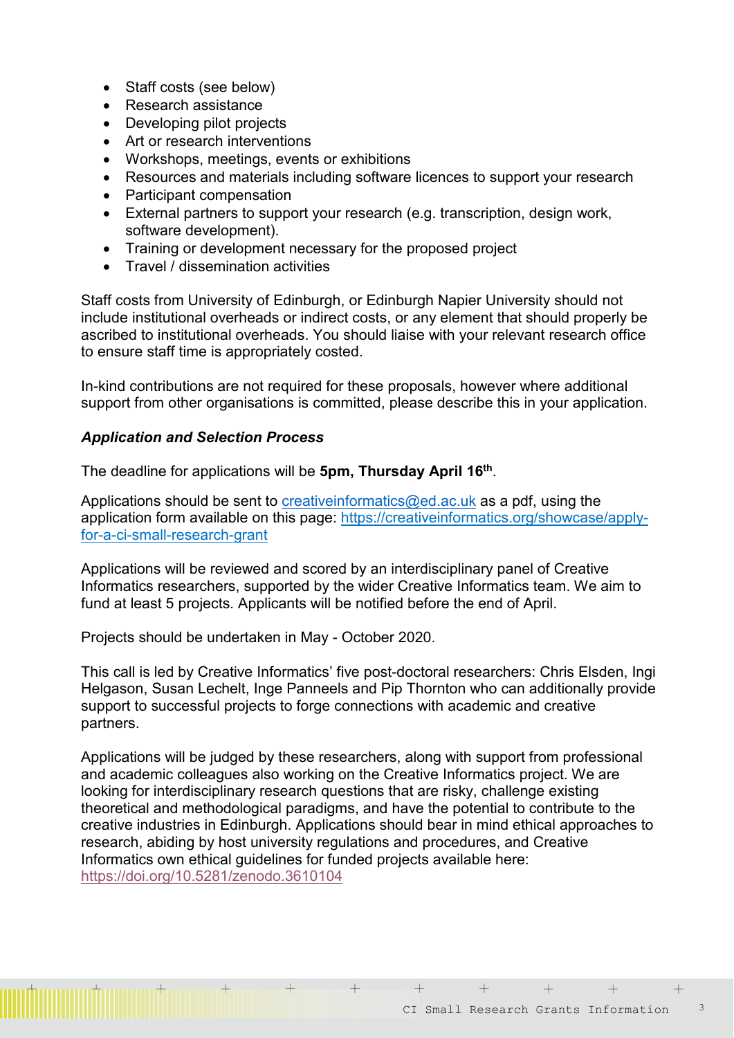- Staff costs (see below)
- Research assistance
- Developing pilot projects
- Art or research interventions
- Workshops, meetings, events or exhibitions
- Resources and materials including software licences to support your research
- Participant compensation
- External partners to support your research (e.g. transcription, design work, software development).
- Training or development necessary for the proposed project
- Travel / dissemination activities

Staff costs from University of Edinburgh, or Edinburgh Napier University should not include institutional overheads or indirect costs, or any element that should properly be ascribed to institutional overheads. You should liaise with your relevant research office to ensure staff time is appropriately costed.

In-kind contributions are not required for these proposals, however where additional support from other organisations is committed, please describe this in your application.

***Application and Selection Process***

The deadline for applications will be **5pm, Thursday April 16th**.

Applications should be sent to [creativeinformatics@ed.ac.uk](mailto:creativeinformatics@ed.ac.uk) as a pdf, using the application form available on this page: [https://creativeinformatics.org/showcase/apply-for-a-ci-small-research-grant](https://creativeinformatics.org/showcase/apply-for-a-ci-small-research-grant)

Applications will be reviewed and scored by an interdisciplinary panel of Creative Informatics researchers, supported by the wider Creative Informatics team. We aim to fund at least 5 projects. Applicants will be notified before the end of April.

Projects should be undertaken in May - October 2020.

This call is led by Creative Informatics' five post-doctoral researchers: Chris Elsden, Ingi Helgason, Susan Lechelt, Inge Panneels and Pip Thornton who can additionally provide support to successful projects to forge connections with academic and creative partners.

Applications will be judged by these researchers, along with support from professional and academic colleagues also working on the Creative Informatics project. We are looking for interdisciplinary research questions that are risky, challenge existing theoretical and methodological paradigms, and have the potential to contribute to the creative industries in Edinburgh. Applications should bear in mind ethical approaches to research, abiding by host university regulations and procedures, and Creative Informatics own ethical guidelines for funded projects available here: [https://doi.org/10.5281/zenodo.3610104](https://doi.org/10.5281/zenodo.3610104)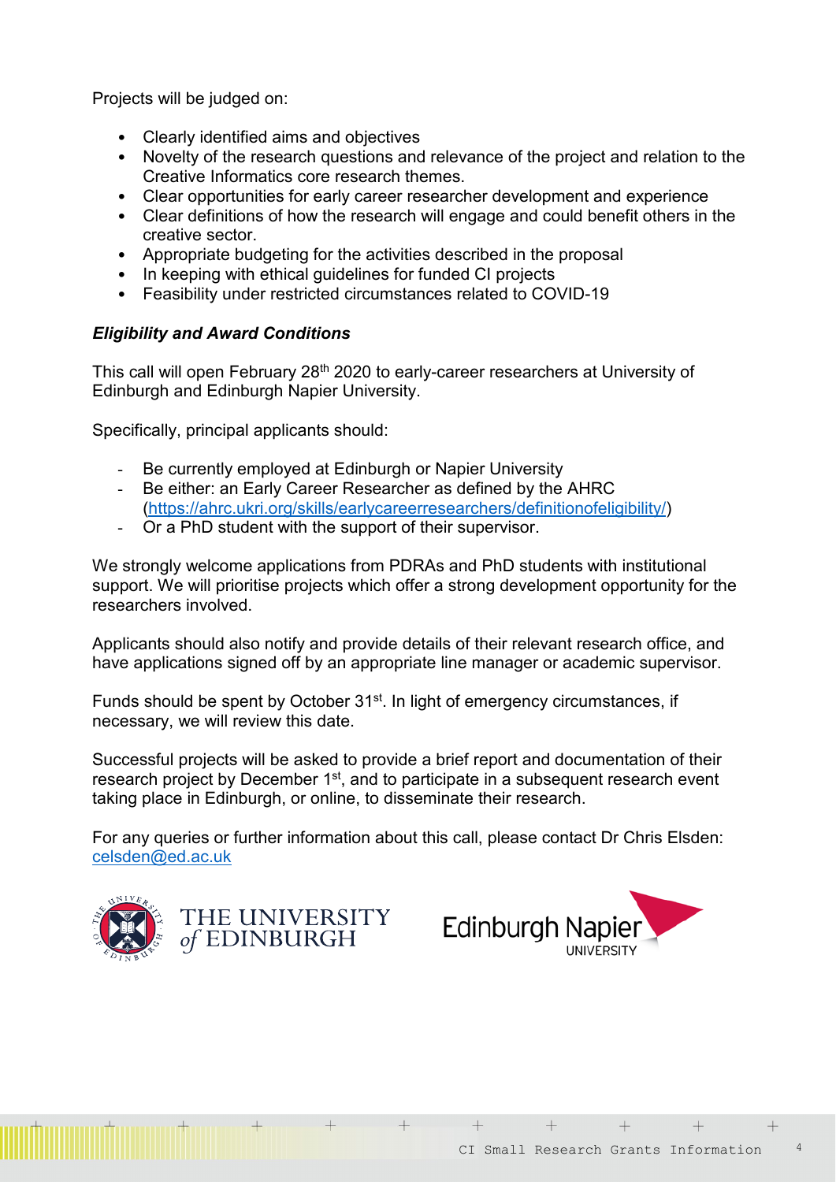Projects will be judged on:

- Clearly identified aims and objectives
- Novelty of the research questions and relevance of the project and relation to the Creative Informatics core research themes.
- Clear opportunities for early career researcher development and experience
- Clear definitions of how the research will engage and could benefit others in the creative sector.
- Appropriate budgeting for the activities described in the proposal
- In keeping with ethical guidelines for funded CI projects
- Feasibility under restricted circumstances related to COVID-19

***Eligibility and Award Conditions***

This call will open February 28th 2020 to early-career researchers at University of Edinburgh and Edinburgh Napier University.

Specifically, principal applicants should:

- Be currently employed at Edinburgh or Napier University
- Be either: an Early Career Researcher as defined by the AHRC (https://ahrc.ukri.org/skills/earlycareerresearchers/definitionofeligibility/)
- Or a PhD student with the support of their supervisor.

We strongly welcome applications from PDRAs and PhD students with institutional support. We will prioritise projects which offer a strong development opportunity for the researchers involved.

Applicants should also notify and provide details of their relevant research office, and have applications signed off by an appropriate line manager or academic supervisor.

Funds should be spent by October 31st. In light of emergency circumstances, if necessary, we will review this date.

Successful projects will be asked to provide a brief report and documentation of their research project by December 1st, and to participate in a subsequent research event taking place in Edinburgh, or online, to disseminate their research.

For any queries or further information about this call, please contact Dr Chris Elsden: celsden@ed.ac.uk

THE UNIVERSITY *of* EDINBURGH

Edinburgh Napier UNIVERSITY